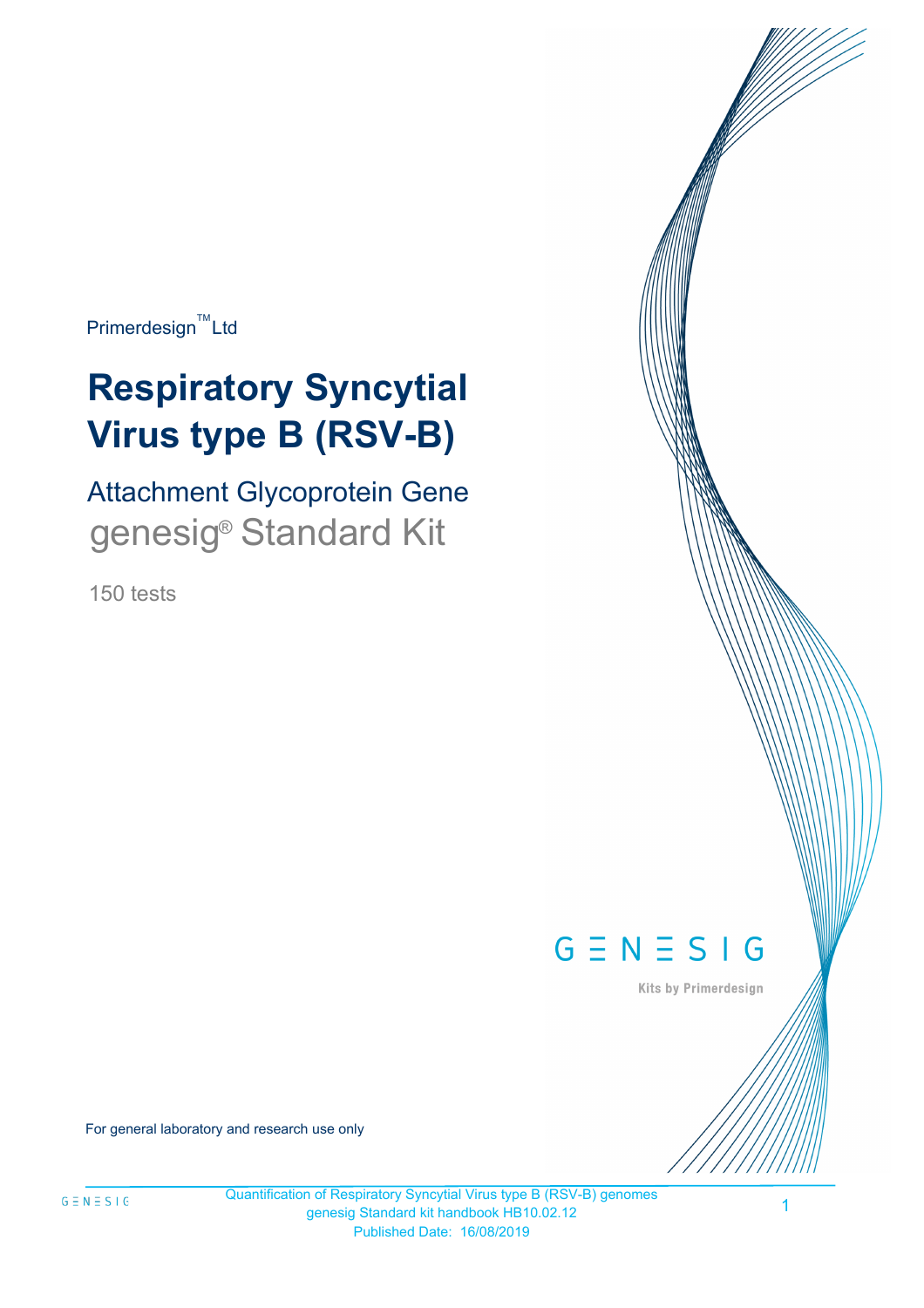Primerdesign™ Ltd

# Respiratory Syncytial Virus type B (RSV-B)

## Attachment Glycoprotein Gene

## genesig® Standard Kit

150 tests

GENESIG

Kits by Primerdesign

For general laboratory and research use only

Quantification of Respiratory Syncytial Virus type B (RSV-B) genomes
genesig Standard kit handbook HB10.02.12
Published Date: 16/08/2019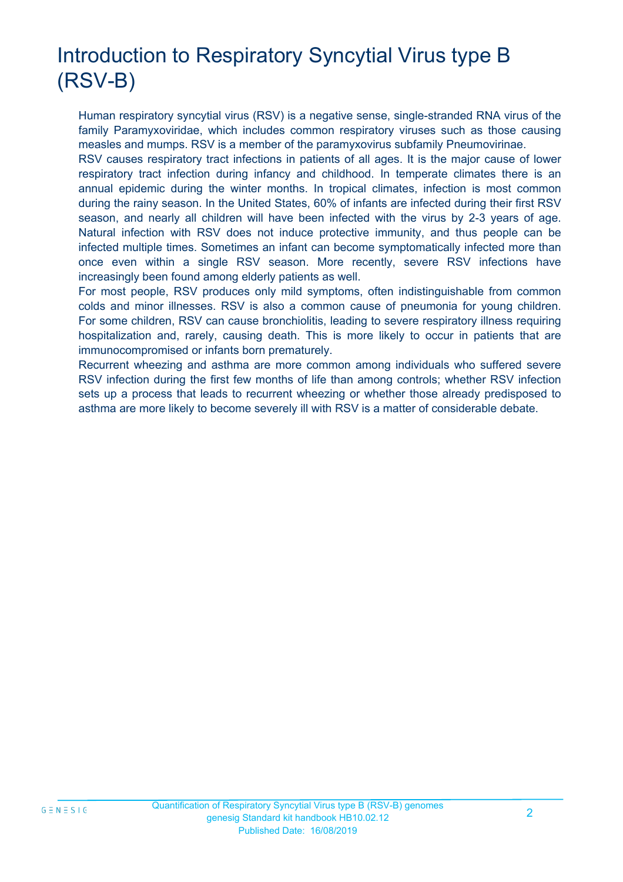# Introduction to Respiratory Syncytial Virus type B (RSV-B)

Human respiratory syncytial virus (RSV) is a negative sense, single-stranded RNA virus of the family Paramyxoviridae, which includes common respiratory viruses such as those causing measles and mumps. RSV is a member of the paramyxovirus subfamily Pneumovirinae.

RSV causes respiratory tract infections in patients of all ages. It is the major cause of lower respiratory tract infection during infancy and childhood. In temperate climates there is an annual epidemic during the winter months. In tropical climates, infection is most common during the rainy season. In the United States, 60% of infants are infected during their first RSV season, and nearly all children will have been infected with the virus by 2-3 years of age. Natural infection with RSV does not induce protective immunity, and thus people can be infected multiple times. Sometimes an infant can become symptomatically infected more than once even within a single RSV season. More recently, severe RSV infections have increasingly been found among elderly patients as well.

For most people, RSV produces only mild symptoms, often indistinguishable from common colds and minor illnesses. RSV is also a common cause of pneumonia for young children. For some children, RSV can cause bronchiolitis, leading to severe respiratory illness requiring hospitalization and, rarely, causing death. This is more likely to occur in patients that are immunocompromised or infants born prematurely.

Recurrent wheezing and asthma are more common among individuals who suffered severe RSV infection during the first few months of life than among controls; whether RSV infection sets up a process that leads to recurrent wheezing or whether those already predisposed to asthma are more likely to become severely ill with RSV is a matter of considerable debate.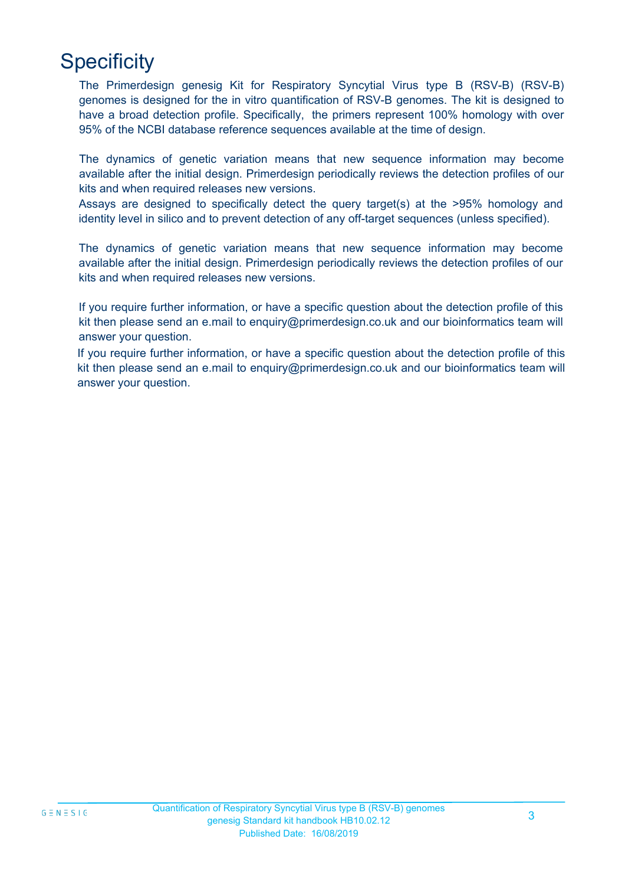# Specificity

The Primerdesign genesig Kit for Respiratory Syncytial Virus type B (RSV-B) (RSV-B) genomes is designed for the in vitro quantification of RSV-B genomes. The kit is designed to have a broad detection profile. Specifically, the primers represent 100% homology with over 95% of the NCBI database reference sequences available at the time of design.

The dynamics of genetic variation means that new sequence information may become available after the initial design. Primerdesign periodically reviews the detection profiles of our kits and when required releases new versions.
Assays are designed to specifically detect the query target(s) at the >95% homology and identity level in silico and to prevent detection of any off-target sequences (unless specified).

The dynamics of genetic variation means that new sequence information may become available after the initial design. Primerdesign periodically reviews the detection profiles of our kits and when required releases new versions.

If you require further information, or have a specific question about the detection profile of this kit then please send an e.mail to enquiry@primerdesign.co.uk and our bioinformatics team will answer your question.
If you require further information, or have a specific question about the detection profile of this kit then please send an e.mail to enquiry@primerdesign.co.uk and our bioinformatics team will answer your question.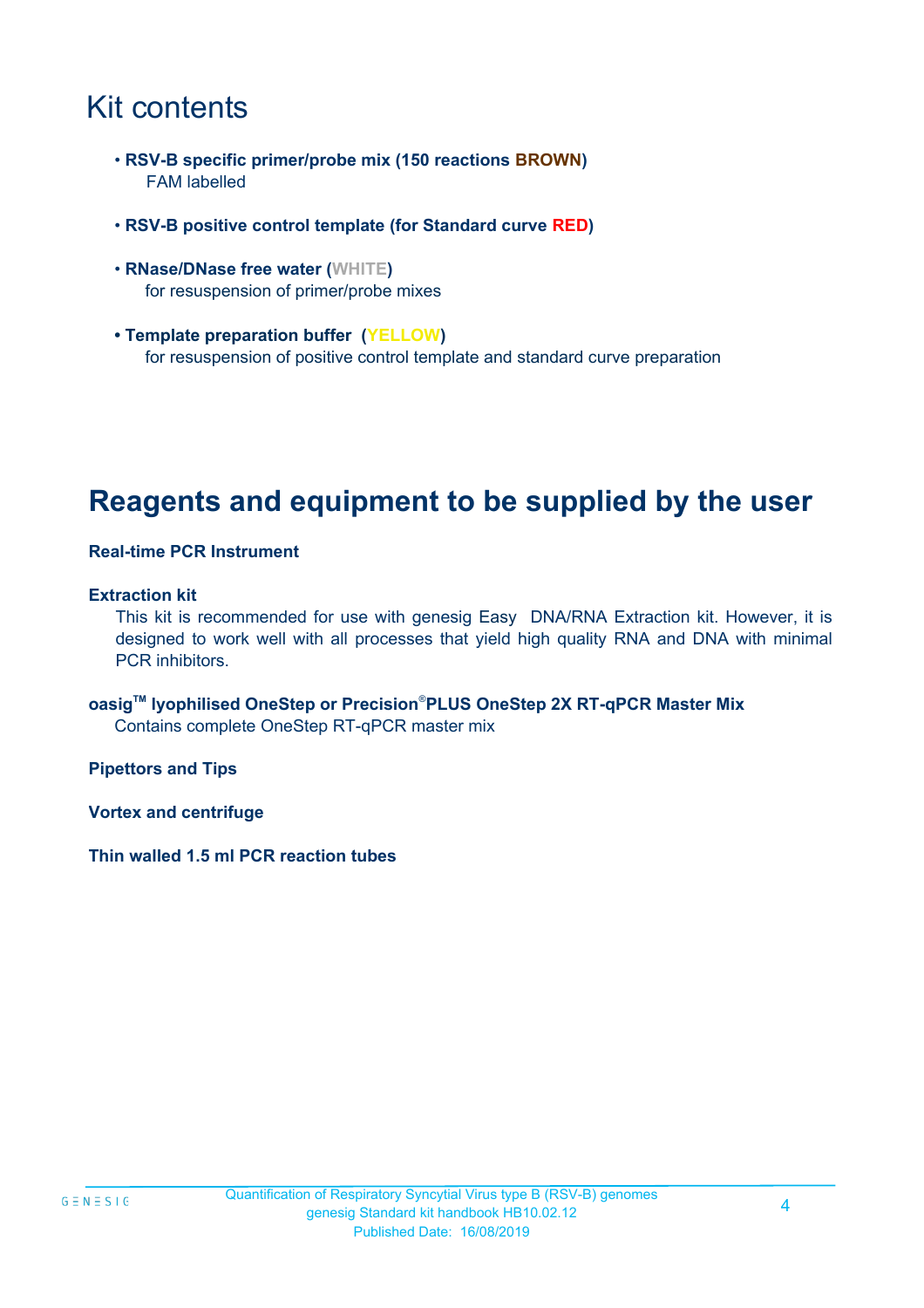# Kit contents

- **RSV-B specific primer/probe mix (150 reactions BROWN)**
  FAM labelled

- **RSV-B positive control template (for Standard curve RED)**

- **RNase/DNase free water (WHITE)**
  for resuspension of primer/probe mixes

- **Template preparation buffer (YELLOW)**
  for resuspension of positive control template and standard curve preparation

# Reagents and equipment to be supplied by the user

**Real-time PCR Instrument**

**Extraction kit**

This kit is recommended for use with genesig Easy DNA/RNA Extraction kit. However, it is designed to work well with all processes that yield high quality RNA and DNA with minimal PCR inhibitors.

**oasig™ lyophilised OneStep or Precision®PLUS OneStep 2X RT-qPCR Master Mix**

Contains complete OneStep RT-qPCR master mix

**Pipettors and Tips**

**Vortex and centrifuge**

**Thin walled 1.5 ml PCR reaction tubes**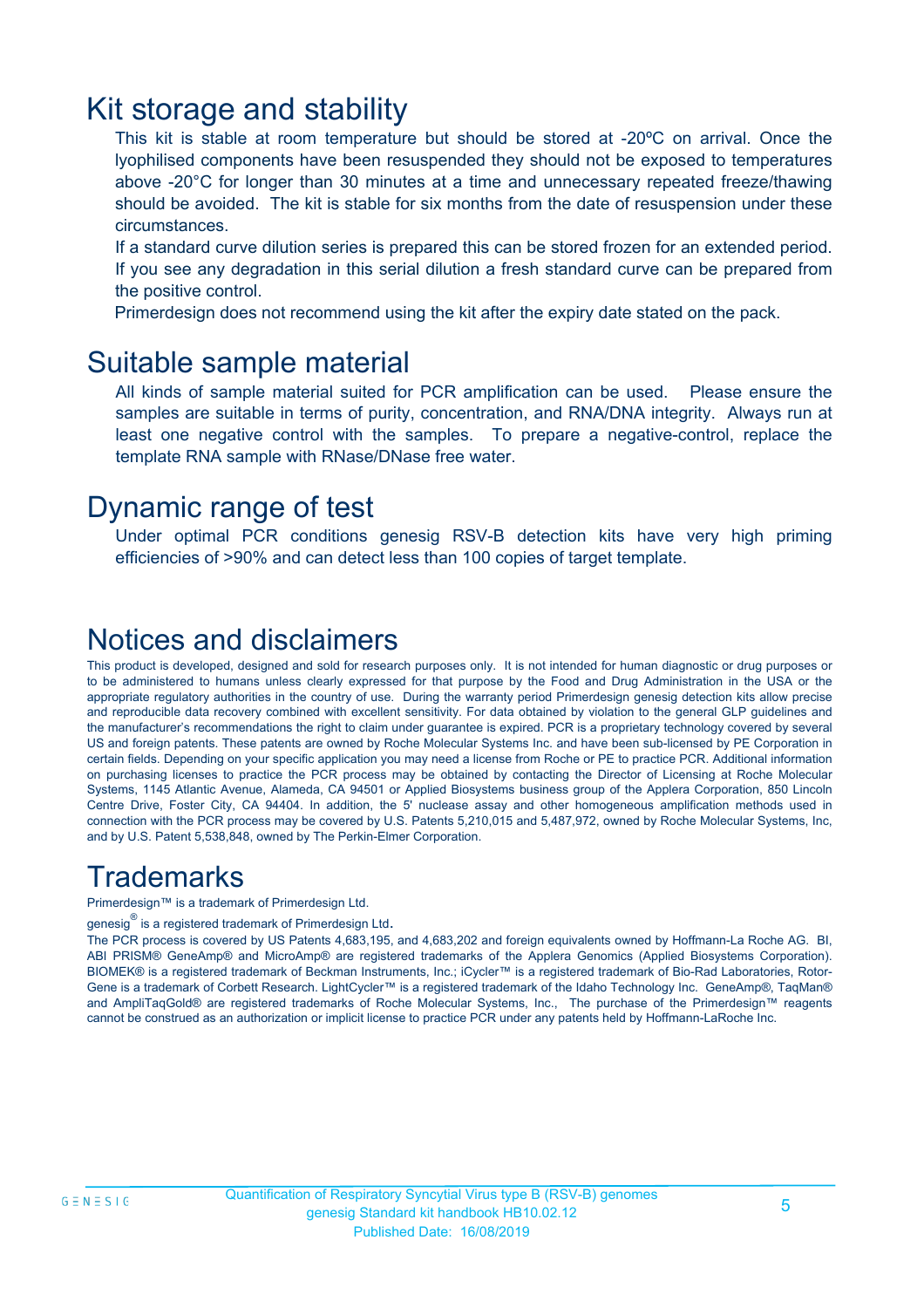# Kit storage and stability

This kit is stable at room temperature but should be stored at -20ºC on arrival. Once the lyophilised components have been resuspended they should not be exposed to temperatures above -20°C for longer than 30 minutes at a time and unnecessary repeated freeze/thawing should be avoided. The kit is stable for six months from the date of resuspension under these circumstances.

If a standard curve dilution series is prepared this can be stored frozen for an extended period. If you see any degradation in this serial dilution a fresh standard curve can be prepared from the positive control.

Primerdesign does not recommend using the kit after the expiry date stated on the pack.

# Suitable sample material

All kinds of sample material suited for PCR amplification can be used. Please ensure the samples are suitable in terms of purity, concentration, and RNA/DNA integrity. Always run at least one negative control with the samples. To prepare a negative-control, replace the template RNA sample with RNase/DNase free water.

# Dynamic range of test

Under optimal PCR conditions genesig RSV-B detection kits have very high priming efficiencies of >90% and can detect less than 100 copies of target template.

# Notices and disclaimers

This product is developed, designed and sold for research purposes only. It is not intended for human diagnostic or drug purposes or to be administered to humans unless clearly expressed for that purpose by the Food and Drug Administration in the USA or the appropriate regulatory authorities in the country of use. During the warranty period Primerdesign genesig detection kits allow precise and reproducible data recovery combined with excellent sensitivity. For data obtained by violation to the general GLP guidelines and the manufacturer's recommendations the right to claim under guarantee is expired. PCR is a proprietary technology covered by several US and foreign patents. These patents are owned by Roche Molecular Systems Inc. and have been sub-licensed by PE Corporation in certain fields. Depending on your specific application you may need a license from Roche or PE to practice PCR. Additional information on purchasing licenses to practice the PCR process may be obtained by contacting the Director of Licensing at Roche Molecular Systems, 1145 Atlantic Avenue, Alameda, CA 94501 or Applied Biosystems business group of the Applera Corporation, 850 Lincoln Centre Drive, Foster City, CA 94404. In addition, the 5' nuclease assay and other homogeneous amplification methods used in connection with the PCR process may be covered by U.S. Patents 5,210,015 and 5,487,972, owned by Roche Molecular Systems, Inc, and by U.S. Patent 5,538,848, owned by The Perkin-Elmer Corporation.

# Trademarks

Primerdesign™ is a trademark of Primerdesign Ltd.

genesig® is a registered trademark of Primerdesign Ltd.

The PCR process is covered by US Patents 4,683,195, and 4,683,202 and foreign equivalents owned by Hoffmann-La Roche AG. BI, ABI PRISM® GeneAmp® and MicroAmp® are registered trademarks of the Applera Genomics (Applied Biosystems Corporation). BIOMEK® is a registered trademark of Beckman Instruments, Inc.; iCycler™ is a registered trademark of Bio-Rad Laboratories, Rotor-Gene is a trademark of Corbett Research. LightCycler™ is a registered trademark of the Idaho Technology Inc. GeneAmp®, TaqMan® and AmpliTaqGold® are registered trademarks of Roche Molecular Systems, Inc., The purchase of the Primerdesign™ reagents cannot be construed as an authorization or implicit license to practice PCR under any patents held by Hoffmann-LaRoche Inc.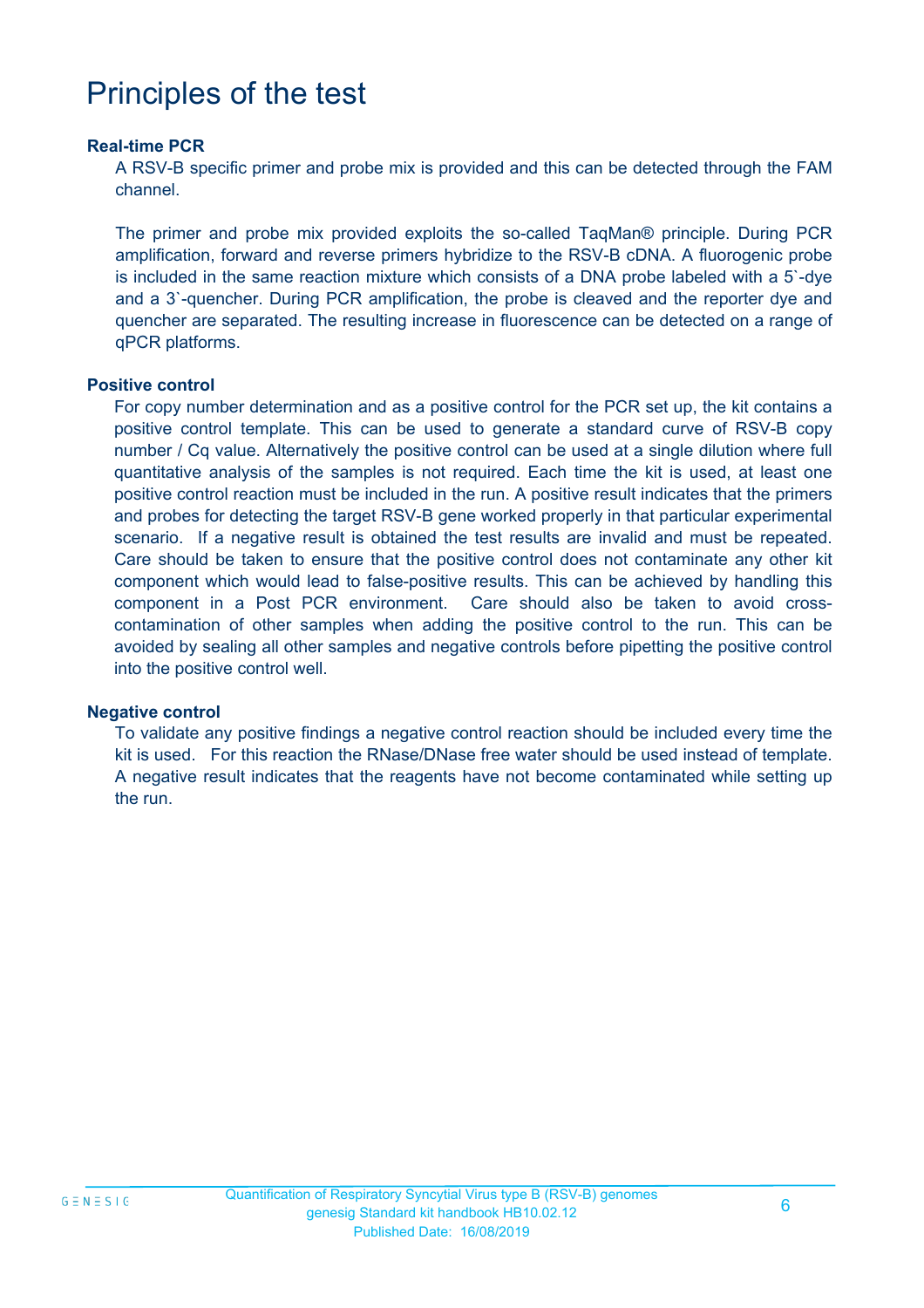# Principles of the test

### Real-time PCR

A RSV-B specific primer and probe mix is provided and this can be detected through the FAM channel.

The primer and probe mix provided exploits the so-called TaqMan® principle. During PCR amplification, forward and reverse primers hybridize to the RSV-B cDNA. A fluorogenic probe is included in the same reaction mixture which consists of a DNA probe labeled with a 5`-dye and a 3`-quencher. During PCR amplification, the probe is cleaved and the reporter dye and quencher are separated. The resulting increase in fluorescence can be detected on a range of qPCR platforms.

### Positive control

For copy number determination and as a positive control for the PCR set up, the kit contains a positive control template. This can be used to generate a standard curve of RSV-B copy number / Cq value. Alternatively the positive control can be used at a single dilution where full quantitative analysis of the samples is not required. Each time the kit is used, at least one positive control reaction must be included in the run. A positive result indicates that the primers and probes for detecting the target RSV-B gene worked properly in that particular experimental scenario. If a negative result is obtained the test results are invalid and must be repeated. Care should be taken to ensure that the positive control does not contaminate any other kit component which would lead to false-positive results. This can be achieved by handling this component in a Post PCR environment. Care should also be taken to avoid cross-contamination of other samples when adding the positive control to the run. This can be avoided by sealing all other samples and negative controls before pipetting the positive control into the positive control well.

### Negative control

To validate any positive findings a negative control reaction should be included every time the kit is used. For this reaction the RNase/DNase free water should be used instead of template. A negative result indicates that the reagents have not become contaminated while setting up the run.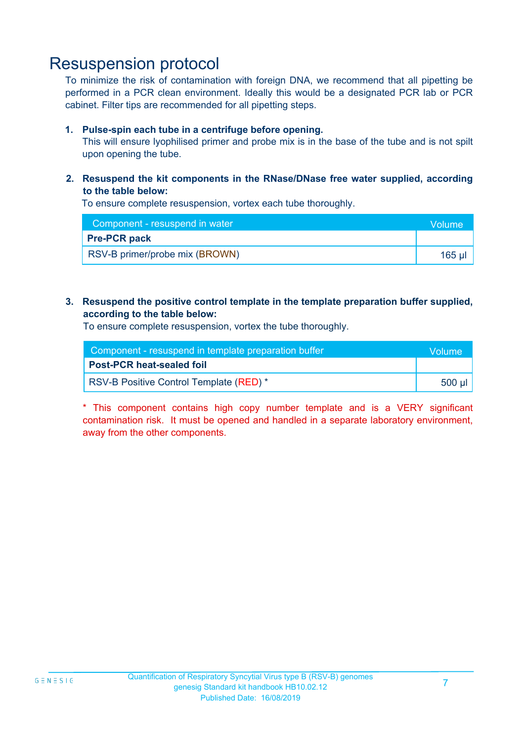# Resuspension protocol

To minimize the risk of contamination with foreign DNA, we recommend that all pipetting be performed in a PCR clean environment. Ideally this would be a designated PCR lab or PCR cabinet. Filter tips are recommended for all pipetting steps.

1. **Pulse-spin each tube in a centrifuge before opening.**
   This will ensure lyophilised primer and probe mix is in the base of the tube and is not spilt upon opening the tube.

2. **Resuspend the kit components in the RNase/DNase free water supplied, according to the table below:**
   To ensure complete resuspension, vortex each tube thoroughly.

| Component - resuspend in water | Volume |
|---|---|
| **Pre-PCR pack** | |
| RSV-B primer/probe mix (BROWN) | 165 µl |

3. **Resuspend the positive control template in the template preparation buffer supplied, according to the table below:**
   To ensure complete resuspension, vortex the tube thoroughly.

| Component - resuspend in template preparation buffer | Volume |
|---|---|
| **Post-PCR heat-sealed foil** | |
| RSV-B Positive Control Template (RED) * | 500 µl |

* This component contains high copy number template and is a VERY significant contamination risk. It must be opened and handled in a separate laboratory environment, away from the other components.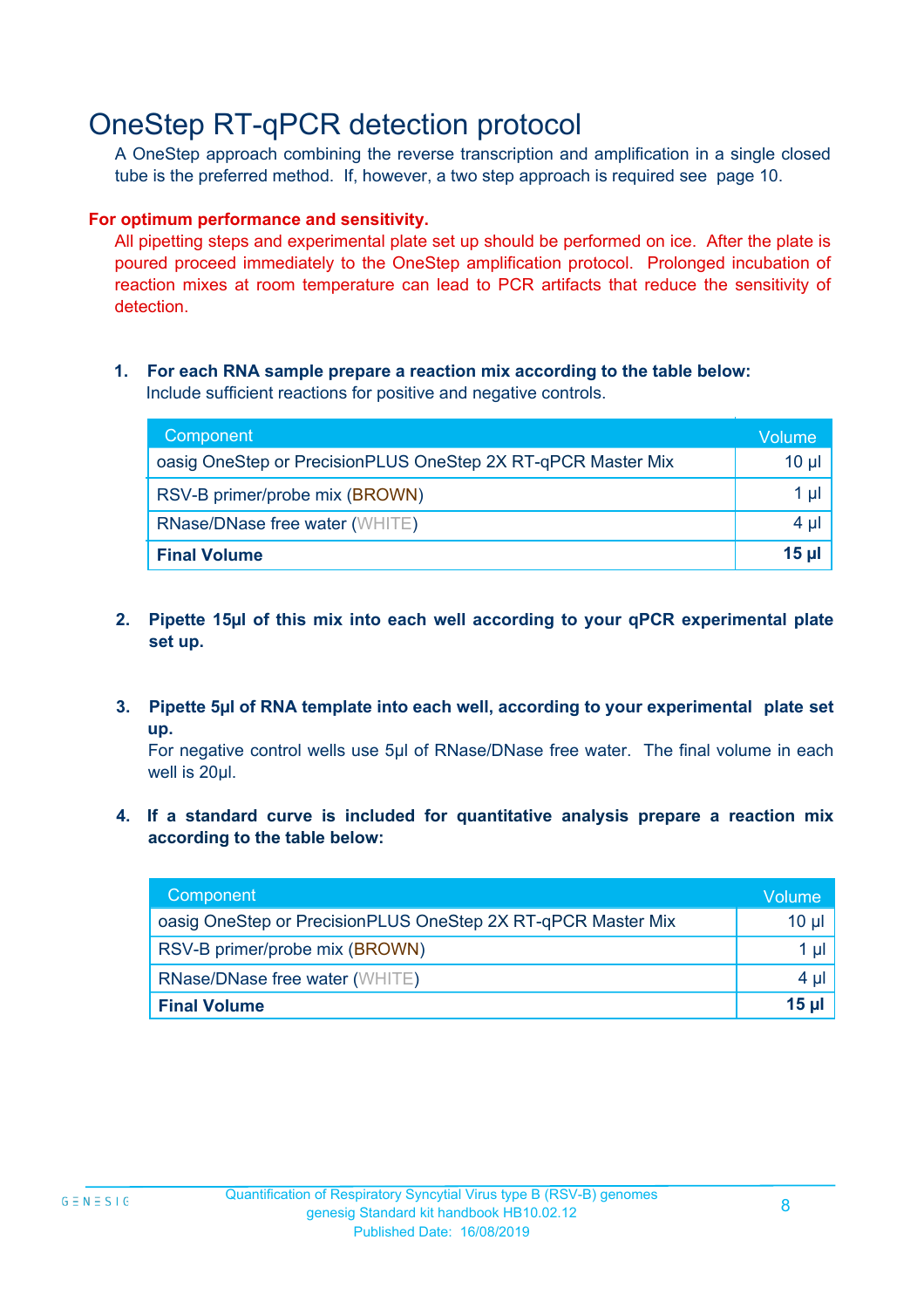# OneStep RT-qPCR detection protocol

A OneStep approach combining the reverse transcription and amplification in a single closed tube is the preferred method. If, however, a two step approach is required see page 10.

**For optimum performance and sensitivity.**

All pipetting steps and experimental plate set up should be performed on ice. After the plate is poured proceed immediately to the OneStep amplification protocol. Prolonged incubation of reaction mixes at room temperature can lead to PCR artifacts that reduce the sensitivity of detection.

1. **For each RNA sample prepare a reaction mix according to the table below:**
   Include sufficient reactions for positive and negative controls.

| Component | Volume |
|---|---|
| oasig OneStep or PrecisionPLUS OneStep 2X RT-qPCR Master Mix | 10 µl |
| RSV-B primer/probe mix (BROWN) | 1 µl |
| RNase/DNase free water (WHITE) | 4 µl |
| **Final Volume** | **15 µl** |

2. **Pipette 15µl of this mix into each well according to your qPCR experimental plate set up.**

3. **Pipette 5µl of RNA template into each well, according to your experimental plate set up.**
   For negative control wells use 5µl of RNase/DNase free water. The final volume in each well is 20µl.

4. **If a standard curve is included for quantitative analysis prepare a reaction mix according to the table below:**

| Component | Volume |
|---|---|
| oasig OneStep or PrecisionPLUS OneStep 2X RT-qPCR Master Mix | 10 µl |
| RSV-B primer/probe mix (BROWN) | 1 µl |
| RNase/DNase free water (WHITE) | 4 µl |
| **Final Volume** | **15 µl** |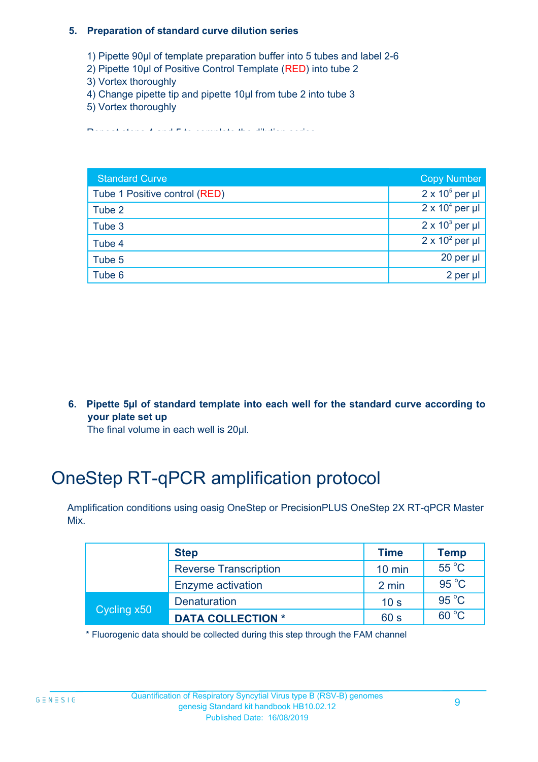5. **Preparation of standard curve dilution series**

    1) Pipette 90µl of template preparation buffer into 5 tubes and label 2-6
    2) Pipette 10µl of Positive Control Template (RED) into tube 2
    3) Vortex thoroughly
    4) Change pipette tip and pipette 10µl from tube 2 into tube 3
    5) Vortex thoroughly

    Repeat steps 4 and 5 to complete the dilution series

| Standard Curve | Copy Number |
|---|---|
| Tube 1 Positive control (RED) | $2 \times 10^5$ per µl |
| Tube 2 | $2 \times 10^4$ per µl |
| Tube 3 | $2 \times 10^3$ per µl |
| Tube 4 | $2 \times 10^2$ per µl |
| Tube 5 | 20 per µl |
| Tube 6 | 2 per µl |

6. **Pipette 5µl of standard template into each well for the standard curve according to your plate set up**

    The final volume in each well is 20µl.

# OneStep RT-qPCR amplification protocol

Amplification conditions using oasig OneStep or PrecisionPLUS OneStep 2X RT-qPCR Master Mix.

| | Step | Time | Temp |
|---|---|---|---|
| | Reverse Transcription | 10 min | 55 °C |
| | Enzyme activation | 2 min | 95 °C |
| Cycling x50 | Denaturation | 10 s | 95 °C |
| | **DATA COLLECTION *** | 60 s | 60 °C |

* Fluorogenic data should be collected during this step through the FAM channel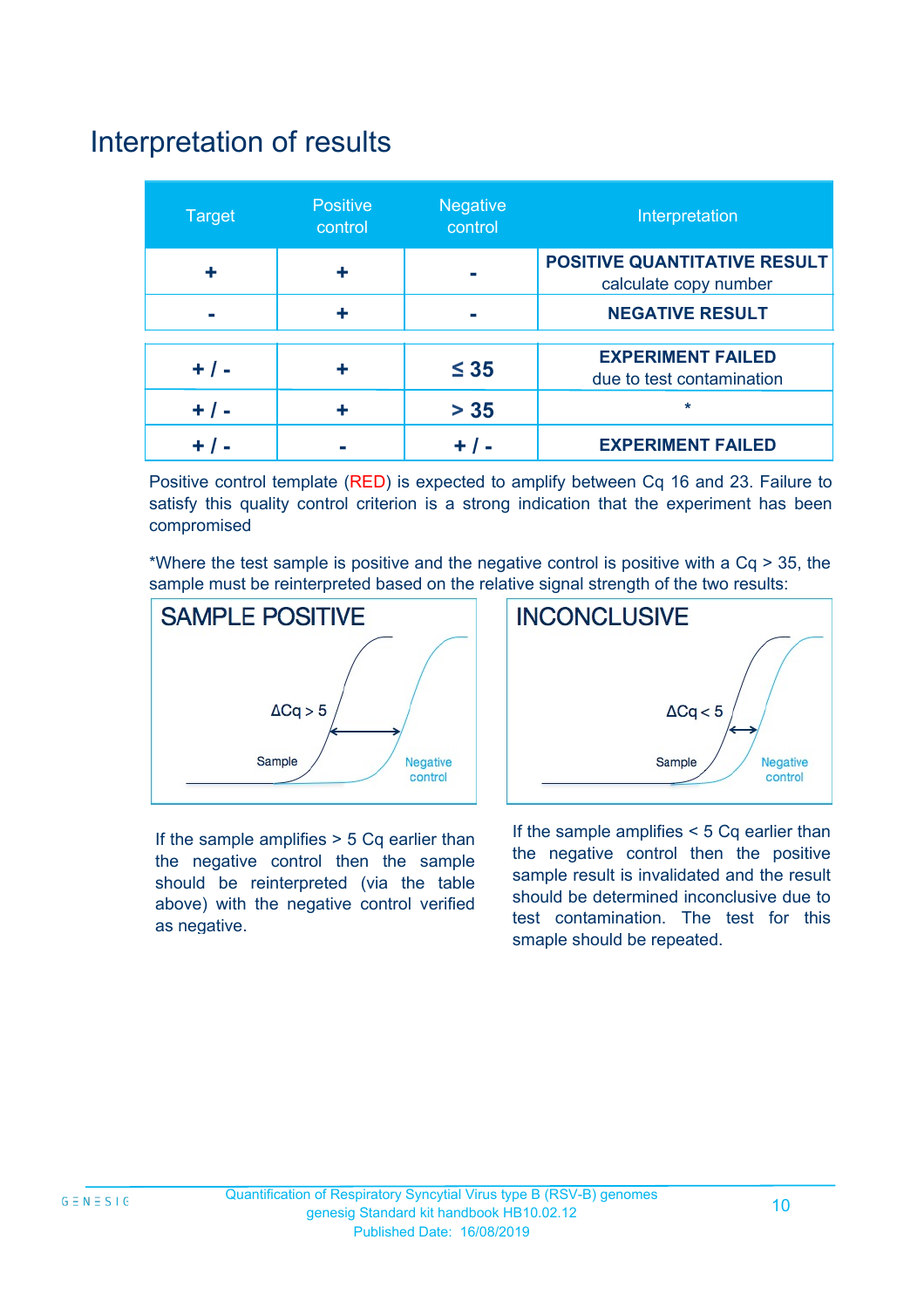# Interpretation of results

| Target | Positive control | Negative control | Interpretation |
|---|---|---|---|
| + | + | - | **POSITIVE QUANTITATIVE RESULT** calculate copy number |
| - | + | - | **NEGATIVE RESULT** |
| + / - | + | ≤ 35 | **EXPERIMENT FAILED** due to test contamination |
| + / - | + | > 35 | * |
| + / - | - | + / - | **EXPERIMENT FAILED** |

Positive control template (RED) is expected to amplify between Cq 16 and 23. Failure to satisfy this quality control criterion is a strong indication that the experiment has been compromised

*Where the test sample is positive and the negative control is positive with a Cq > 35, the sample must be reinterpreted based on the relative signal strength of the two results:

SAMPLE POSITIVE

ΔCq > 5

Sample

Negative control

If the sample amplifies > 5 Cq earlier than the negative control then the sample should be reinterpreted (via the table above) with the negative control verified as negative.

INCONCLUSIVE

ΔCq < 5

Sample

Negative control

If the sample amplifies < 5 Cq earlier than the negative control then the positive sample result is invalidated and the result should be determined inconclusive due to test contamination. The test for this smaple should be repeated.